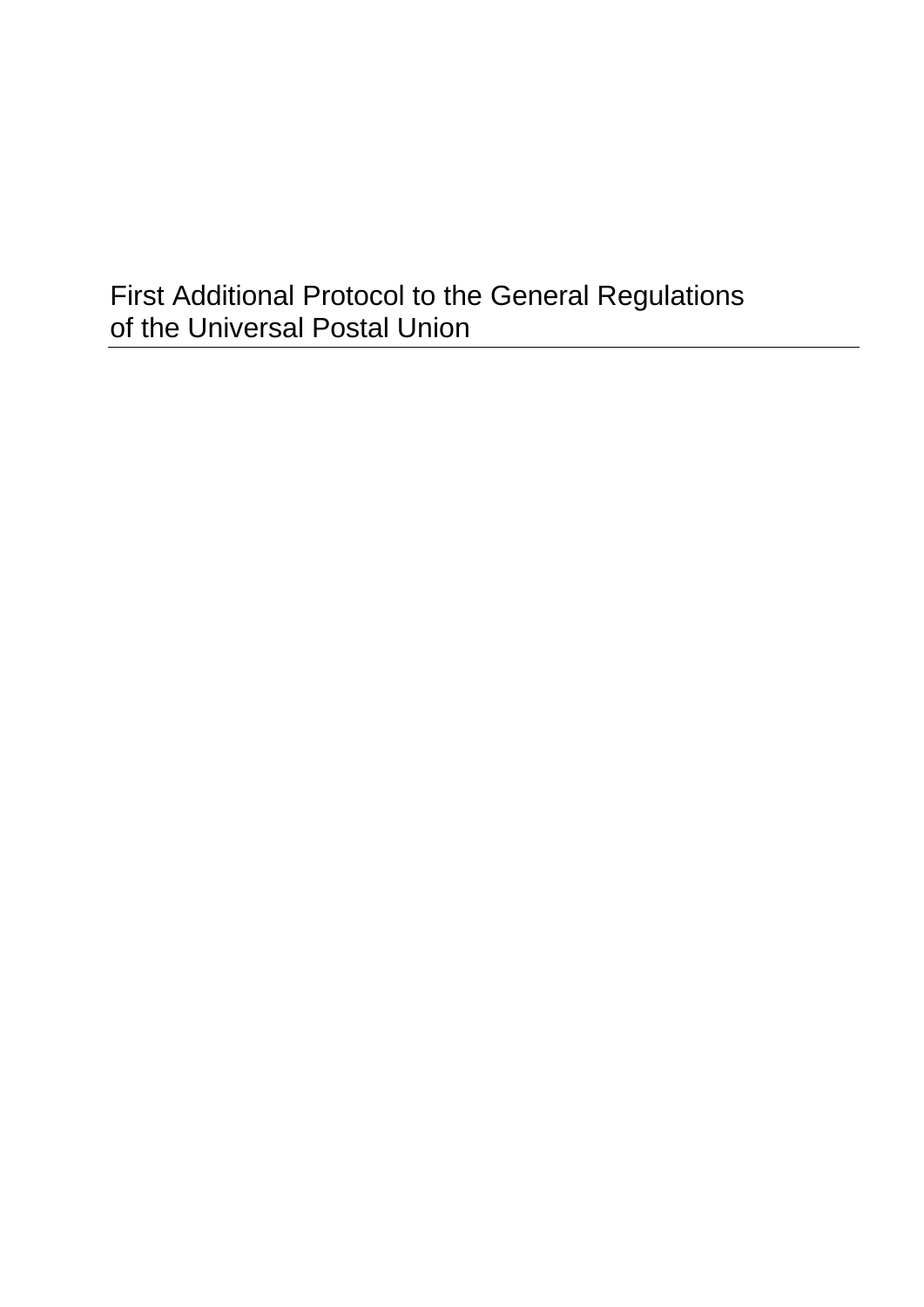# First Additional Protocol to the General Regulations of the Universal Postal Union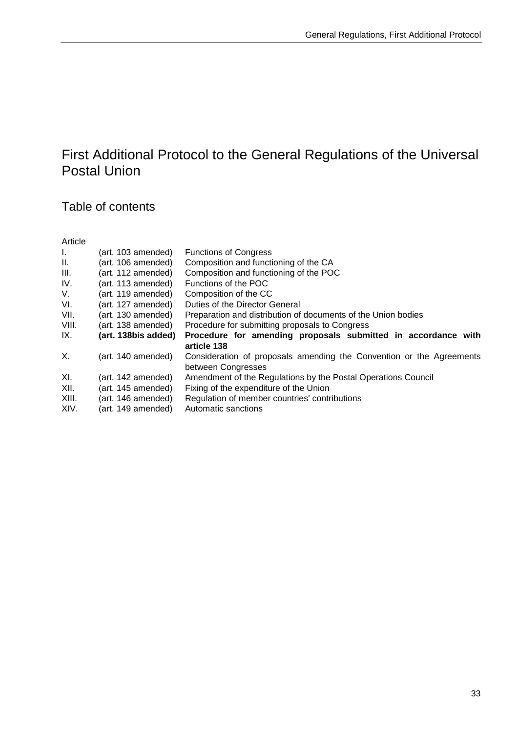# First Additional Protocol to the General Regulations of the Universal Postal Union

## Table of contents

| Article | | |
|---|---|---|
| I. | (art. 103 amended) | Functions of Congress |
| II. | (art. 106 amended) | Composition and functioning of the CA |
| III. | (art. 112 amended) | Composition and functioning of the POC |
| IV. | (art. 113 amended) | Functions of the POC |
| V. | (art. 119 amended) | Composition of the CC |
| VI. | (art. 127 amended) | Duties of the Director General |
| VII. | (art. 130 amended) | Preparation and distribution of documents of the Union bodies |
| VIII. | (art. 138 amended) | Procedure for submitting proposals to Congress |
| **IX.** | **(art. 138bis added)** | **Procedure for amending proposals submitted in accordance with article 138** |
| X. | (art. 140 amended) | Consideration of proposals amending the Convention or the Agreements between Congresses |
| XI. | (art. 142 amended) | Amendment of the Regulations by the Postal Operations Council |
| XII. | (art. 145 amended) | Fixing of the expenditure of the Union |
| XIII. | (art. 146 amended) | Regulation of member countries' contributions |
| XIV. | (art. 149 amended) | Automatic sanctions |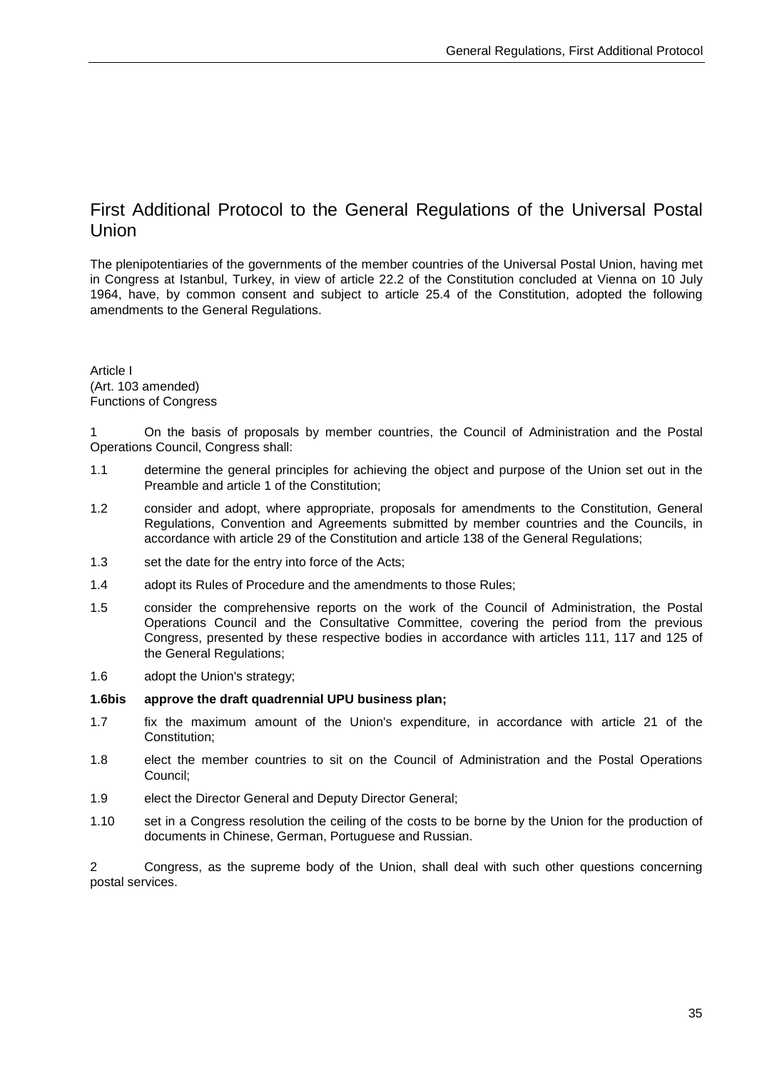# First Additional Protocol to the General Regulations of the Universal Postal Union

The plenipotentiaries of the governments of the member countries of the Universal Postal Union, having met in Congress at Istanbul, Turkey, in view of article 22.2 of the Constitution concluded at Vienna on 10 July 1964, have, by common consent and subject to article 25.4 of the Constitution, adopted the following amendments to the General Regulations.

Article I
(Art. 103 amended)
Functions of Congress

1 On the basis of proposals by member countries, the Council of Administration and the Postal Operations Council, Congress shall:

1.1 determine the general principles for achieving the object and purpose of the Union set out in the Preamble and article 1 of the Constitution;

1.2 consider and adopt, where appropriate, proposals for amendments to the Constitution, General Regulations, Convention and Agreements submitted by member countries and the Councils, in accordance with article 29 of the Constitution and article 138 of the General Regulations;

1.3 set the date for the entry into force of the Acts;

1.4 adopt its Rules of Procedure and the amendments to those Rules;

1.5 consider the comprehensive reports on the work of the Council of Administration, the Postal Operations Council and the Consultative Committee, covering the period from the previous Congress, presented by these respective bodies in accordance with articles 111, 117 and 125 of the General Regulations;

1.6 adopt the Union's strategy;

**1.6bis approve the draft quadrennial UPU business plan;**

1.7 fix the maximum amount of the Union's expenditure, in accordance with article 21 of the Constitution;

1.8 elect the member countries to sit on the Council of Administration and the Postal Operations Council;

1.9 elect the Director General and Deputy Director General;

1.10 set in a Congress resolution the ceiling of the costs to be borne by the Union for the production of documents in Chinese, German, Portuguese and Russian.

2 Congress, as the supreme body of the Union, shall deal with such other questions concerning postal services.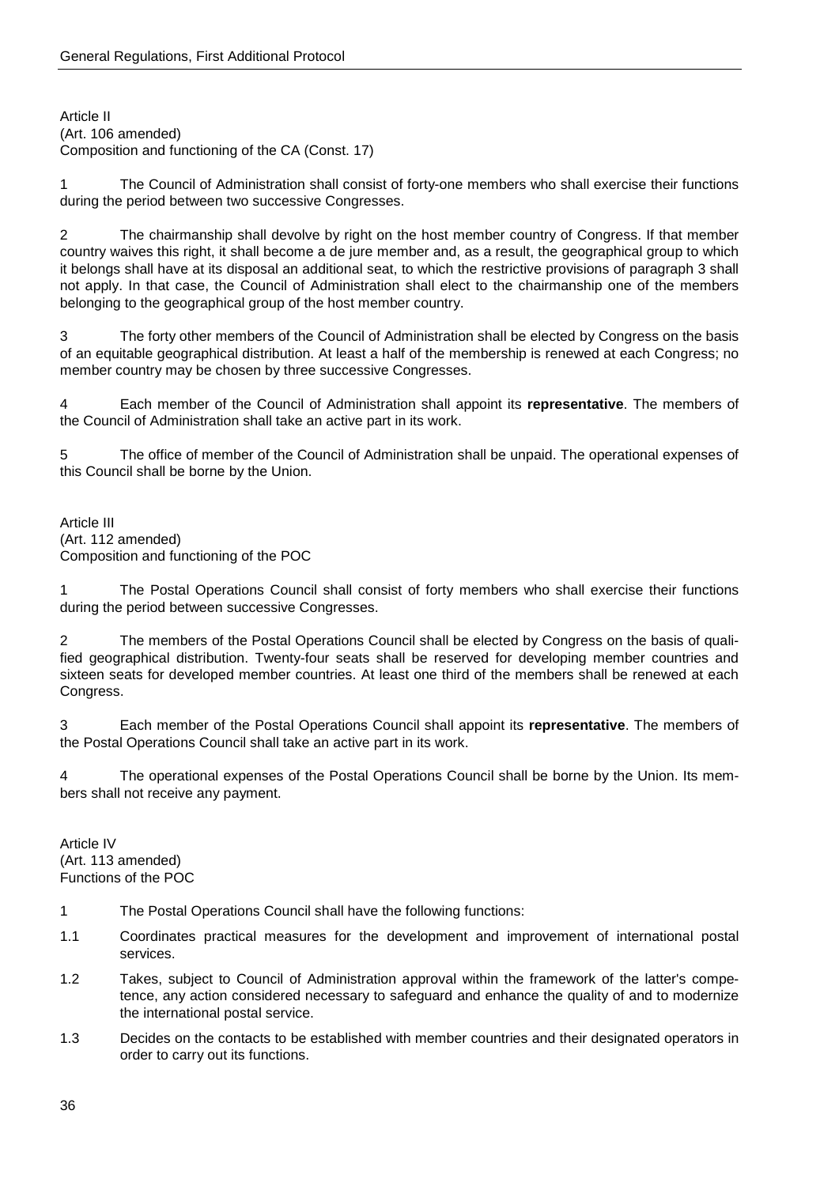Article II
(Art. 106 amended)
Composition and functioning of the CA (Const. 17)

1 The Council of Administration shall consist of forty-one members who shall exercise their functions during the period between two successive Congresses.

2 The chairmanship shall devolve by right on the host member country of Congress. If that member country waives this right, it shall become a de jure member and, as a result, the geographical group to which it belongs shall have at its disposal an additional seat, to which the restrictive provisions of paragraph 3 shall not apply. In that case, the Council of Administration shall elect to the chairmanship one of the members belonging to the geographical group of the host member country.

3 The forty other members of the Council of Administration shall be elected by Congress on the basis of an equitable geographical distribution. At least a half of the membership is renewed at each Congress; no member country may be chosen by three successive Congresses.

4 Each member of the Council of Administration shall appoint its **representative**. The members of the Council of Administration shall take an active part in its work.

5 The office of member of the Council of Administration shall be unpaid. The operational expenses of this Council shall be borne by the Union.

Article III
(Art. 112 amended)
Composition and functioning of the POC

1 The Postal Operations Council shall consist of forty members who shall exercise their functions during the period between successive Congresses.

2 The members of the Postal Operations Council shall be elected by Congress on the basis of qualified geographical distribution. Twenty-four seats shall be reserved for developing member countries and sixteen seats for developed member countries. At least one third of the members shall be renewed at each Congress.

3 Each member of the Postal Operations Council shall appoint its **representative**. The members of the Postal Operations Council shall take an active part in its work.

4 The operational expenses of the Postal Operations Council shall be borne by the Union. Its members shall not receive any payment.

Article IV
(Art. 113 amended)
Functions of the POC

1 The Postal Operations Council shall have the following functions:

1.1 Coordinates practical measures for the development and improvement of international postal services.

1.2 Takes, subject to Council of Administration approval within the framework of the latter's competence, any action considered necessary to safeguard and enhance the quality of and to modernize the international postal service.

1.3 Decides on the contacts to be established with member countries and their designated operators in order to carry out its functions.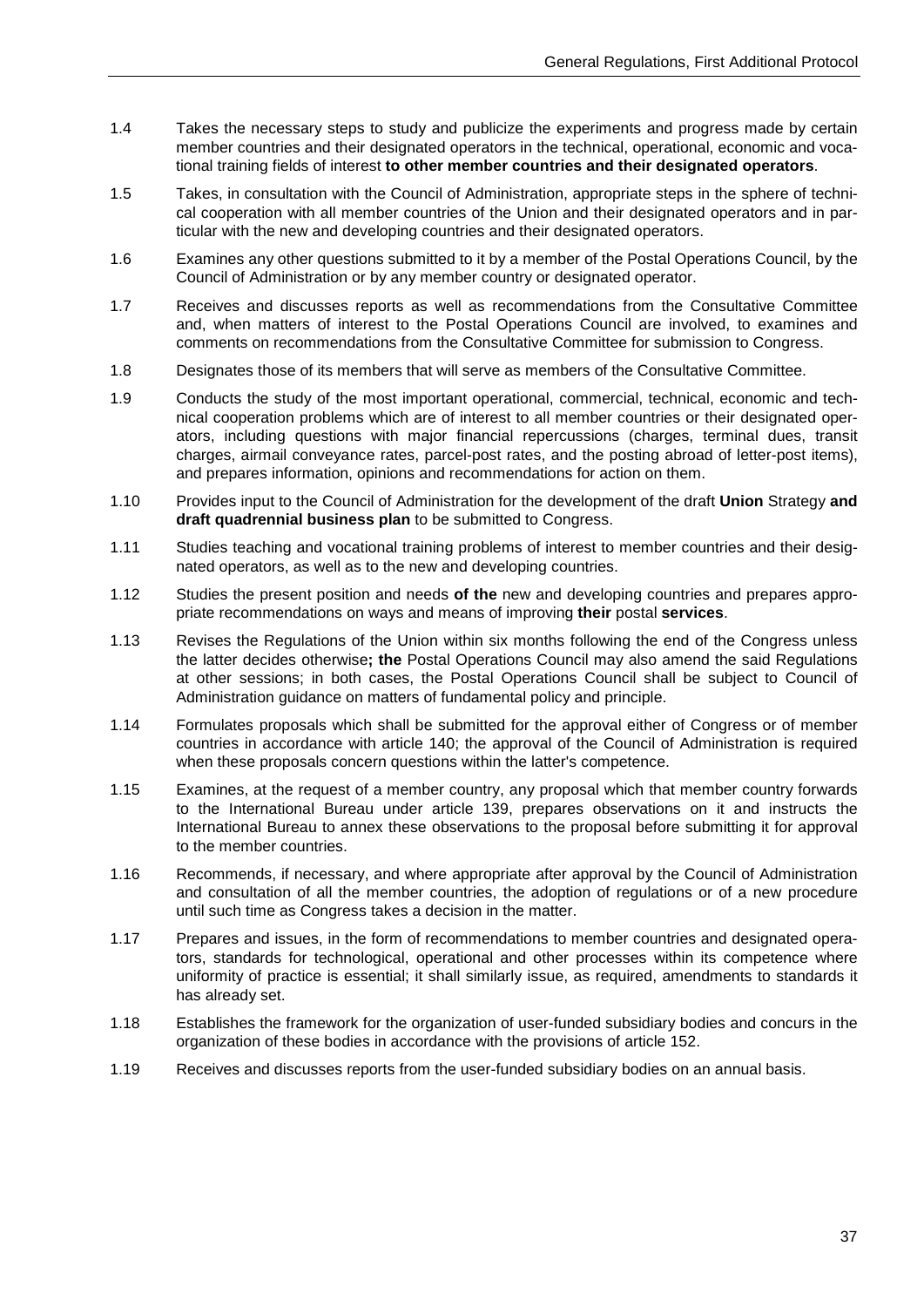1.4 Takes the necessary steps to study and publicize the experiments and progress made by certain member countries and their designated operators in the technical, operational, economic and vocational training fields of interest **to other member countries and their designated operators**.

1.5 Takes, in consultation with the Council of Administration, appropriate steps in the sphere of technical cooperation with all member countries of the Union and their designated operators and in particular with the new and developing countries and their designated operators.

1.6 Examines any other questions submitted to it by a member of the Postal Operations Council, by the Council of Administration or by any member country or designated operator.

1.7 Receives and discusses reports as well as recommendations from the Consultative Committee and, when matters of interest to the Postal Operations Council are involved, to examines and comments on recommendations from the Consultative Committee for submission to Congress.

1.8 Designates those of its members that will serve as members of the Consultative Committee.

1.9 Conducts the study of the most important operational, commercial, technical, economic and technical cooperation problems which are of interest to all member countries or their designated operators, including questions with major financial repercussions (charges, terminal dues, transit charges, airmail conveyance rates, parcel-post rates, and the posting abroad of letter-post items), and prepares information, opinions and recommendations for action on them.

1.10 Provides input to the Council of Administration for the development of the draft **Union** Strategy **and draft quadrennial business plan** to be submitted to Congress.

1.11 Studies teaching and vocational training problems of interest to member countries and their designated operators, as well as to the new and developing countries.

1.12 Studies the present position and needs **of the** new and developing countries and prepares appropriate recommendations on ways and means of improving **their** postal **services**.

1.13 Revises the Regulations of the Union within six months following the end of the Congress unless the latter decides otherwise**; the** Postal Operations Council may also amend the said Regulations at other sessions; in both cases, the Postal Operations Council shall be subject to Council of Administration guidance on matters of fundamental policy and principle.

1.14 Formulates proposals which shall be submitted for the approval either of Congress or of member countries in accordance with article 140; the approval of the Council of Administration is required when these proposals concern questions within the latter's competence.

1.15 Examines, at the request of a member country, any proposal which that member country forwards to the International Bureau under article 139, prepares observations on it and instructs the International Bureau to annex these observations to the proposal before submitting it for approval to the member countries.

1.16 Recommends, if necessary, and where appropriate after approval by the Council of Administration and consultation of all the member countries, the adoption of regulations or of a new procedure until such time as Congress takes a decision in the matter.

1.17 Prepares and issues, in the form of recommendations to member countries and designated operators, standards for technological, operational and other processes within its competence where uniformity of practice is essential; it shall similarly issue, as required, amendments to standards it has already set.

1.18 Establishes the framework for the organization of user-funded subsidiary bodies and concurs in the organization of these bodies in accordance with the provisions of article 152.

1.19 Receives and discusses reports from the user-funded subsidiary bodies on an annual basis.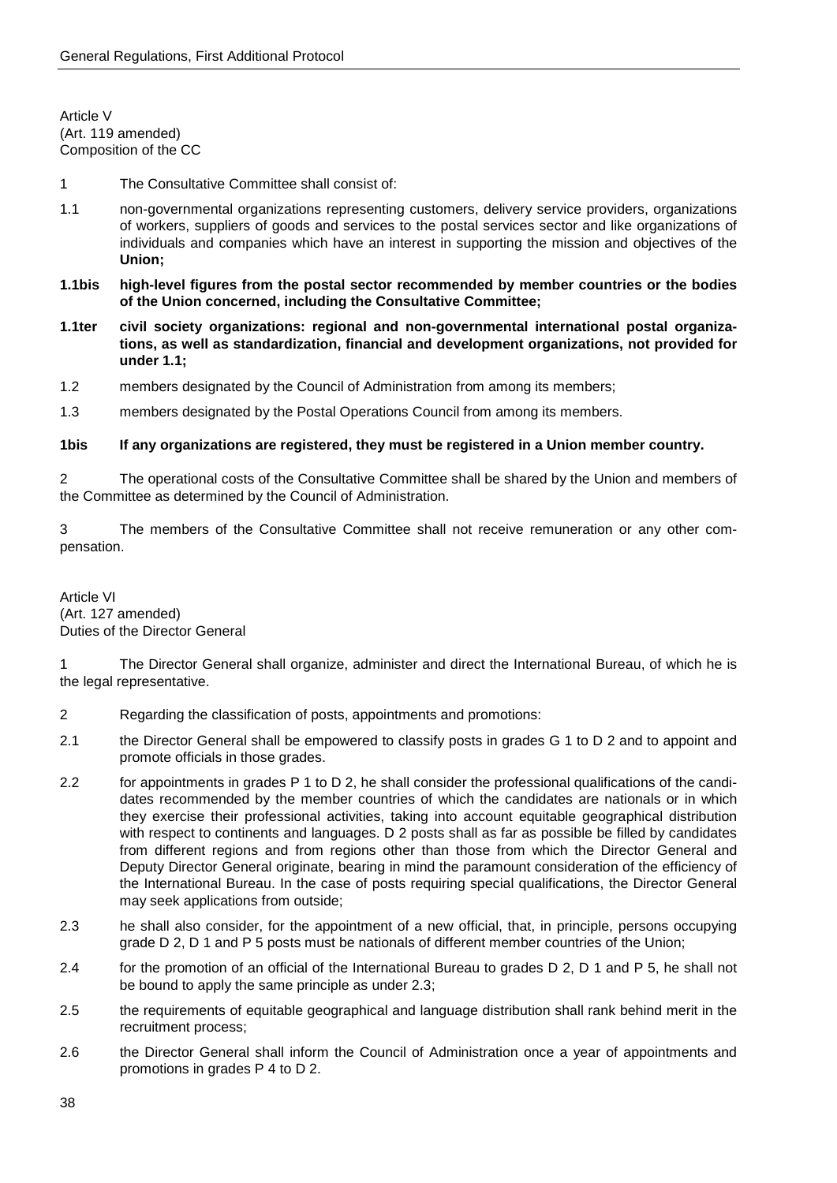Article V
(Art. 119 amended)
Composition of the CC

1 The Consultative Committee shall consist of:

1.1 non-governmental organizations representing customers, delivery service providers, organizations of workers, suppliers of goods and services to the postal services sector and like organizations of individuals and companies which have an interest in supporting the mission and objectives of the **Union;**

**1.1bis high-level figures from the postal sector recommended by member countries or the bodies of the Union concerned, including the Consultative Committee;**

**1.1ter civil society organizations: regional and non-governmental international postal organizations, as well as standardization, financial and development organizations, not provided for under 1.1;**

1.2 members designated by the Council of Administration from among its members;

1.3 members designated by the Postal Operations Council from among its members.

**1bis If any organizations are registered, they must be registered in a Union member country.**

2 The operational costs of the Consultative Committee shall be shared by the Union and members of the Committee as determined by the Council of Administration.

3 The members of the Consultative Committee shall not receive remuneration or any other compensation.

Article VI
(Art. 127 amended)
Duties of the Director General

1 The Director General shall organize, administer and direct the International Bureau, of which he is the legal representative.

2 Regarding the classification of posts, appointments and promotions:

2.1 the Director General shall be empowered to classify posts in grades G 1 to D 2 and to appoint and promote officials in those grades.

2.2 for appointments in grades P 1 to D 2, he shall consider the professional qualifications of the candidates recommended by the member countries of which the candidates are nationals or in which they exercise their professional activities, taking into account equitable geographical distribution with respect to continents and languages. D 2 posts shall as far as possible be filled by candidates from different regions and from regions other than those from which the Director General and Deputy Director General originate, bearing in mind the paramount consideration of the efficiency of the International Bureau. In the case of posts requiring special qualifications, the Director General may seek applications from outside;

2.3 he shall also consider, for the appointment of a new official, that, in principle, persons occupying grade D 2, D 1 and P 5 posts must be nationals of different member countries of the Union;

2.4 for the promotion of an official of the International Bureau to grades D 2, D 1 and P 5, he shall not be bound to apply the same principle as under 2.3;

2.5 the requirements of equitable geographical and language distribution shall rank behind merit in the recruitment process;

2.6 the Director General shall inform the Council of Administration once a year of appointments and promotions in grades P 4 to D 2.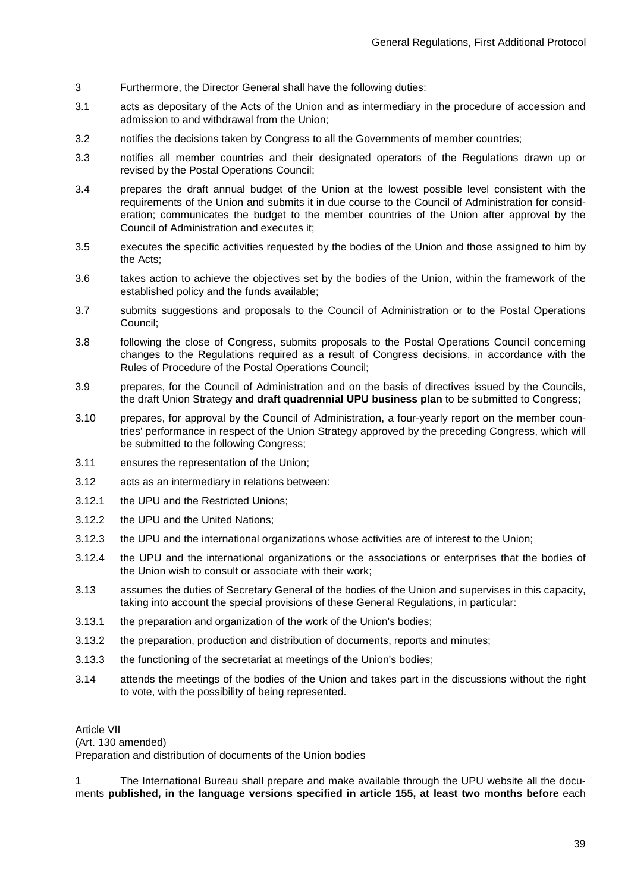3 Furthermore, the Director General shall have the following duties:

3.1 acts as depositary of the Acts of the Union and as intermediary in the procedure of accession and admission to and withdrawal from the Union;

3.2 notifies the decisions taken by Congress to all the Governments of member countries;

3.3 notifies all member countries and their designated operators of the Regulations drawn up or revised by the Postal Operations Council;

3.4 prepares the draft annual budget of the Union at the lowest possible level consistent with the requirements of the Union and submits it in due course to the Council of Administration for consideration; communicates the budget to the member countries of the Union after approval by the Council of Administration and executes it;

3.5 executes the specific activities requested by the bodies of the Union and those assigned to him by the Acts;

3.6 takes action to achieve the objectives set by the bodies of the Union, within the framework of the established policy and the funds available;

3.7 submits suggestions and proposals to the Council of Administration or to the Postal Operations Council;

3.8 following the close of Congress, submits proposals to the Postal Operations Council concerning changes to the Regulations required as a result of Congress decisions, in accordance with the Rules of Procedure of the Postal Operations Council;

3.9 prepares, for the Council of Administration and on the basis of directives issued by the Councils, the draft Union Strategy **and draft quadrennial UPU business plan** to be submitted to Congress;

3.10 prepares, for approval by the Council of Administration, a four-yearly report on the member countries' performance in respect of the Union Strategy approved by the preceding Congress, which will be submitted to the following Congress;

3.11 ensures the representation of the Union;

3.12 acts as an intermediary in relations between:

3.12.1 the UPU and the Restricted Unions;

3.12.2 the UPU and the United Nations;

3.12.3 the UPU and the international organizations whose activities are of interest to the Union;

3.12.4 the UPU and the international organizations or the associations or enterprises that the bodies of the Union wish to consult or associate with their work;

3.13 assumes the duties of Secretary General of the bodies of the Union and supervises in this capacity, taking into account the special provisions of these General Regulations, in particular:

3.13.1 the preparation and organization of the work of the Union's bodies;

3.13.2 the preparation, production and distribution of documents, reports and minutes;

3.13.3 the functioning of the secretariat at meetings of the Union's bodies;

3.14 attends the meetings of the bodies of the Union and takes part in the discussions without the right to vote, with the possibility of being represented.

Article VII
(Art. 130 amended)
Preparation and distribution of documents of the Union bodies

1 The International Bureau shall prepare and make available through the UPU website all the documents **published, in the language versions specified in article 155, at least two months before** each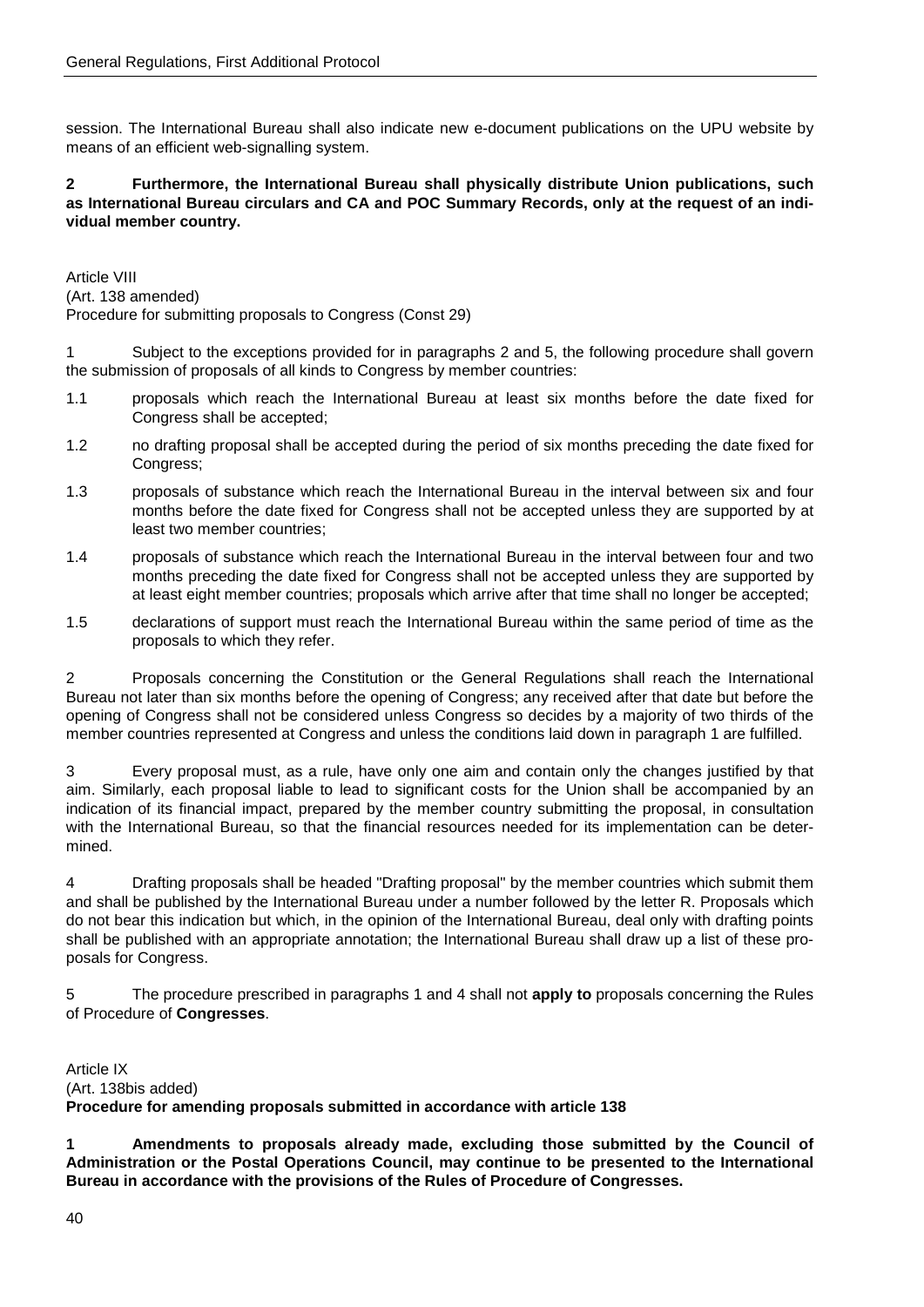session. The International Bureau shall also indicate new e-document publications on the UPU website by means of an efficient web-signalling system.

**2 Furthermore, the International Bureau shall physically distribute Union publications, such as International Bureau circulars and CA and POC Summary Records, only at the request of an individual member country.**

Article VIII
(Art. 138 amended)
Procedure for submitting proposals to Congress (Const 29)

1 Subject to the exceptions provided for in paragraphs 2 and 5, the following procedure shall govern the submission of proposals of all kinds to Congress by member countries:

1.1 proposals which reach the International Bureau at least six months before the date fixed for Congress shall be accepted;

1.2 no drafting proposal shall be accepted during the period of six months preceding the date fixed for Congress;

1.3 proposals of substance which reach the International Bureau in the interval between six and four months before the date fixed for Congress shall not be accepted unless they are supported by at least two member countries;

1.4 proposals of substance which reach the International Bureau in the interval between four and two months preceding the date fixed for Congress shall not be accepted unless they are supported by at least eight member countries; proposals which arrive after that time shall no longer be accepted;

1.5 declarations of support must reach the International Bureau within the same period of time as the proposals to which they refer.

2 Proposals concerning the Constitution or the General Regulations shall reach the International Bureau not later than six months before the opening of Congress; any received after that date but before the opening of Congress shall not be considered unless Congress so decides by a majority of two thirds of the member countries represented at Congress and unless the conditions laid down in paragraph 1 are fulfilled.

3 Every proposal must, as a rule, have only one aim and contain only the changes justified by that aim. Similarly, each proposal liable to lead to significant costs for the Union shall be accompanied by an indication of its financial impact, prepared by the member country submitting the proposal, in consultation with the International Bureau, so that the financial resources needed for its implementation can be determined.

4 Drafting proposals shall be headed "Drafting proposal" by the member countries which submit them and shall be published by the International Bureau under a number followed by the letter R. Proposals which do not bear this indication but which, in the opinion of the International Bureau, deal only with drafting points shall be published with an appropriate annotation; the International Bureau shall draw up a list of these proposals for Congress.

5 The procedure prescribed in paragraphs 1 and 4 shall not **apply to** proposals concerning the Rules of Procedure of **Congresses**.

Article IX
(Art. 138bis added)
**Procedure for amending proposals submitted in accordance with article 138**

**1 Amendments to proposals already made, excluding those submitted by the Council of Administration or the Postal Operations Council, may continue to be presented to the International Bureau in accordance with the provisions of the Rules of Procedure of Congresses.**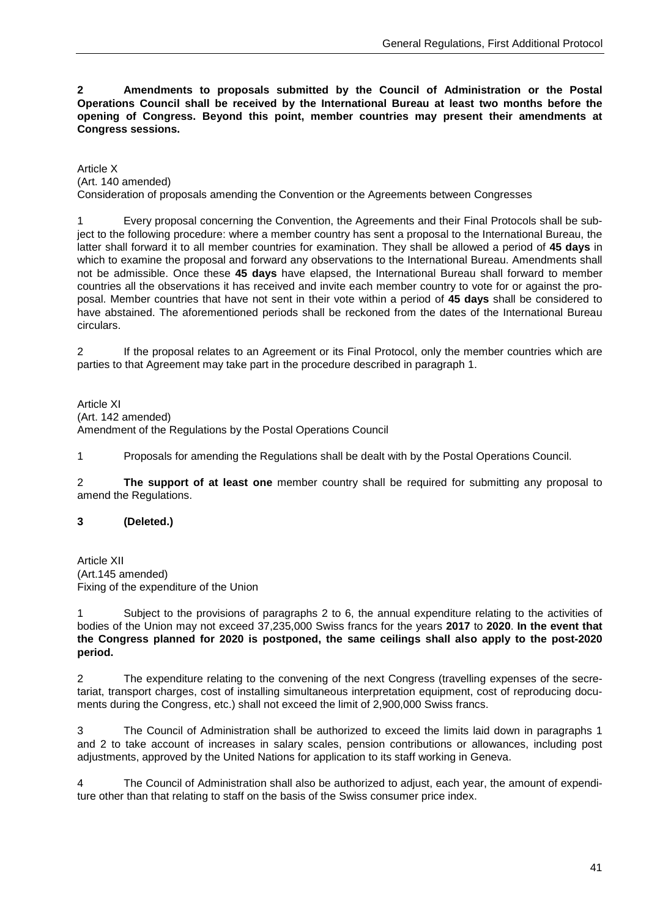**2 Amendments to proposals submitted by the Council of Administration or the Postal Operations Council shall be received by the International Bureau at least two months before the opening of Congress. Beyond this point, member countries may present their amendments at Congress sessions.**

Article X
(Art. 140 amended)
Consideration of proposals amending the Convention or the Agreements between Congresses

1 Every proposal concerning the Convention, the Agreements and their Final Protocols shall be subject to the following procedure: where a member country has sent a proposal to the International Bureau, the latter shall forward it to all member countries for examination. They shall be allowed a period of **45 days** in which to examine the proposal and forward any observations to the International Bureau. Amendments shall not be admissible. Once these **45 days** have elapsed, the International Bureau shall forward to member countries all the observations it has received and invite each member country to vote for or against the proposal. Member countries that have not sent in their vote within a period of **45 days** shall be considered to have abstained. The aforementioned periods shall be reckoned from the dates of the International Bureau circulars.

2 If the proposal relates to an Agreement or its Final Protocol, only the member countries which are parties to that Agreement may take part in the procedure described in paragraph 1.

Article XI
(Art. 142 amended)
Amendment of the Regulations by the Postal Operations Council

1 Proposals for amending the Regulations shall be dealt with by the Postal Operations Council.

2 **The support of at least one** member country shall be required for submitting any proposal to amend the Regulations.

**3 (Deleted.)**

Article XII
(Art.145 amended)
Fixing of the expenditure of the Union

1 Subject to the provisions of paragraphs 2 to 6, the annual expenditure relating to the activities of bodies of the Union may not exceed 37,235,000 Swiss francs for the years **2017** to **2020**. **In the event that the Congress planned for 2020 is postponed, the same ceilings shall also apply to the post-2020 period.**

2 The expenditure relating to the convening of the next Congress (travelling expenses of the secretariat, transport charges, cost of installing simultaneous interpretation equipment, cost of reproducing documents during the Congress, etc.) shall not exceed the limit of 2,900,000 Swiss francs.

3 The Council of Administration shall be authorized to exceed the limits laid down in paragraphs 1 and 2 to take account of increases in salary scales, pension contributions or allowances, including post adjustments, approved by the United Nations for application to its staff working in Geneva.

4 The Council of Administration shall also be authorized to adjust, each year, the amount of expenditure other than that relating to staff on the basis of the Swiss consumer price index.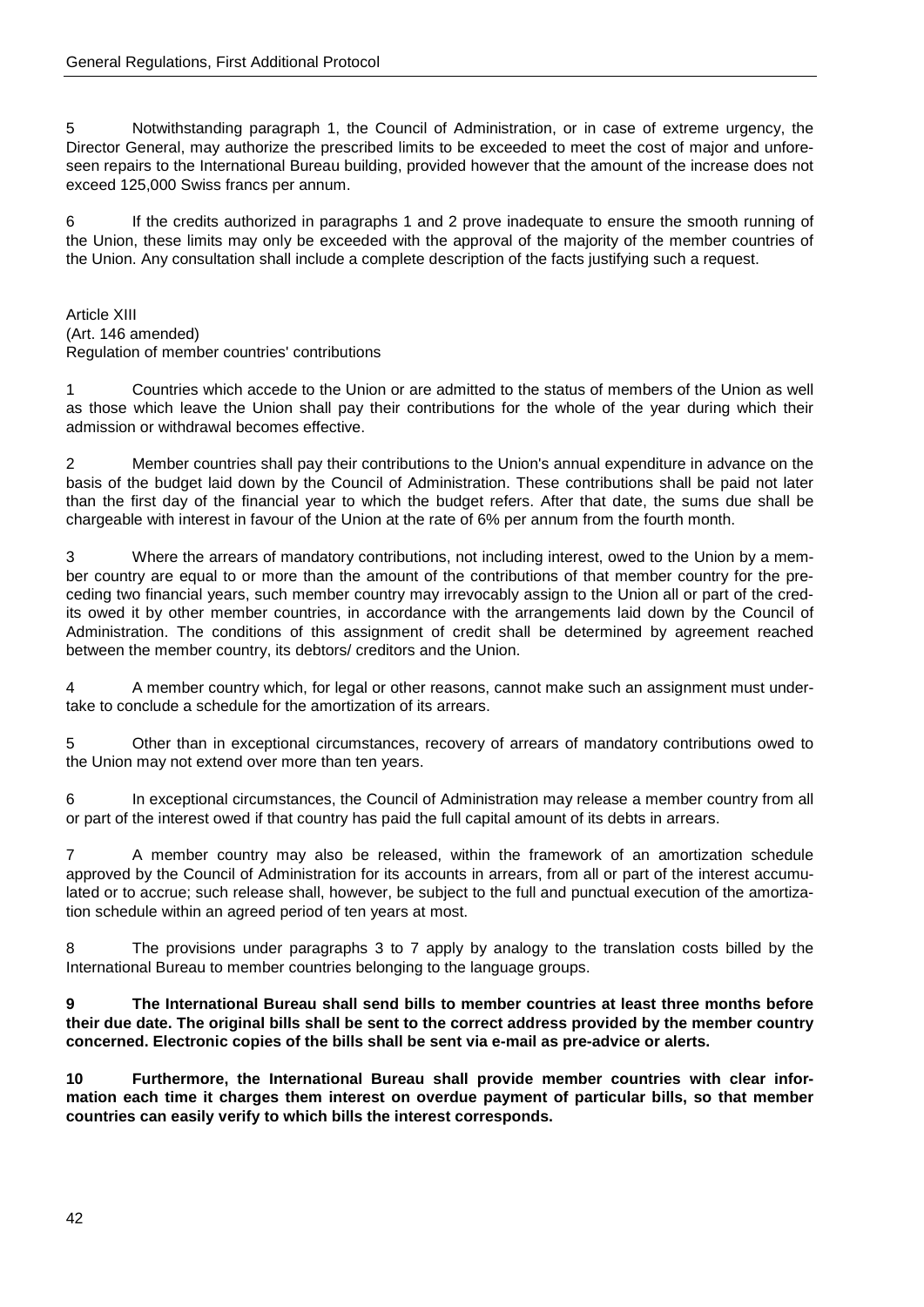5 Notwithstanding paragraph 1, the Council of Administration, or in case of extreme urgency, the Director General, may authorize the prescribed limits to be exceeded to meet the cost of major and unforeseen repairs to the International Bureau building, provided however that the amount of the increase does not exceed 125,000 Swiss francs per annum.

6 If the credits authorized in paragraphs 1 and 2 prove inadequate to ensure the smooth running of the Union, these limits may only be exceeded with the approval of the majority of the member countries of the Union. Any consultation shall include a complete description of the facts justifying such a request.

Article XIII
(Art. 146 amended)
Regulation of member countries' contributions

1 Countries which accede to the Union or are admitted to the status of members of the Union as well as those which leave the Union shall pay their contributions for the whole of the year during which their admission or withdrawal becomes effective.

2 Member countries shall pay their contributions to the Union's annual expenditure in advance on the basis of the budget laid down by the Council of Administration. These contributions shall be paid not later than the first day of the financial year to which the budget refers. After that date, the sums due shall be chargeable with interest in favour of the Union at the rate of 6% per annum from the fourth month.

3 Where the arrears of mandatory contributions, not including interest, owed to the Union by a member country are equal to or more than the amount of the contributions of that member country for the preceding two financial years, such member country may irrevocably assign to the Union all or part of the credits owed it by other member countries, in accordance with the arrangements laid down by the Council of Administration. The conditions of this assignment of credit shall be determined by agreement reached between the member country, its debtors/ creditors and the Union.

4 A member country which, for legal or other reasons, cannot make such an assignment must undertake to conclude a schedule for the amortization of its arrears.

5 Other than in exceptional circumstances, recovery of arrears of mandatory contributions owed to the Union may not extend over more than ten years.

6 In exceptional circumstances, the Council of Administration may release a member country from all or part of the interest owed if that country has paid the full capital amount of its debts in arrears.

7 A member country may also be released, within the framework of an amortization schedule approved by the Council of Administration for its accounts in arrears, from all or part of the interest accumulated or to accrue; such release shall, however, be subject to the full and punctual execution of the amortization schedule within an agreed period of ten years at most.

8 The provisions under paragraphs 3 to 7 apply by analogy to the translation costs billed by the International Bureau to member countries belonging to the language groups.

**9 The International Bureau shall send bills to member countries at least three months before their due date. The original bills shall be sent to the correct address provided by the member country concerned. Electronic copies of the bills shall be sent via e-mail as pre-advice or alerts.**

**10 Furthermore, the International Bureau shall provide member countries with clear information each time it charges them interest on overdue payment of particular bills, so that member countries can easily verify to which bills the interest corresponds.**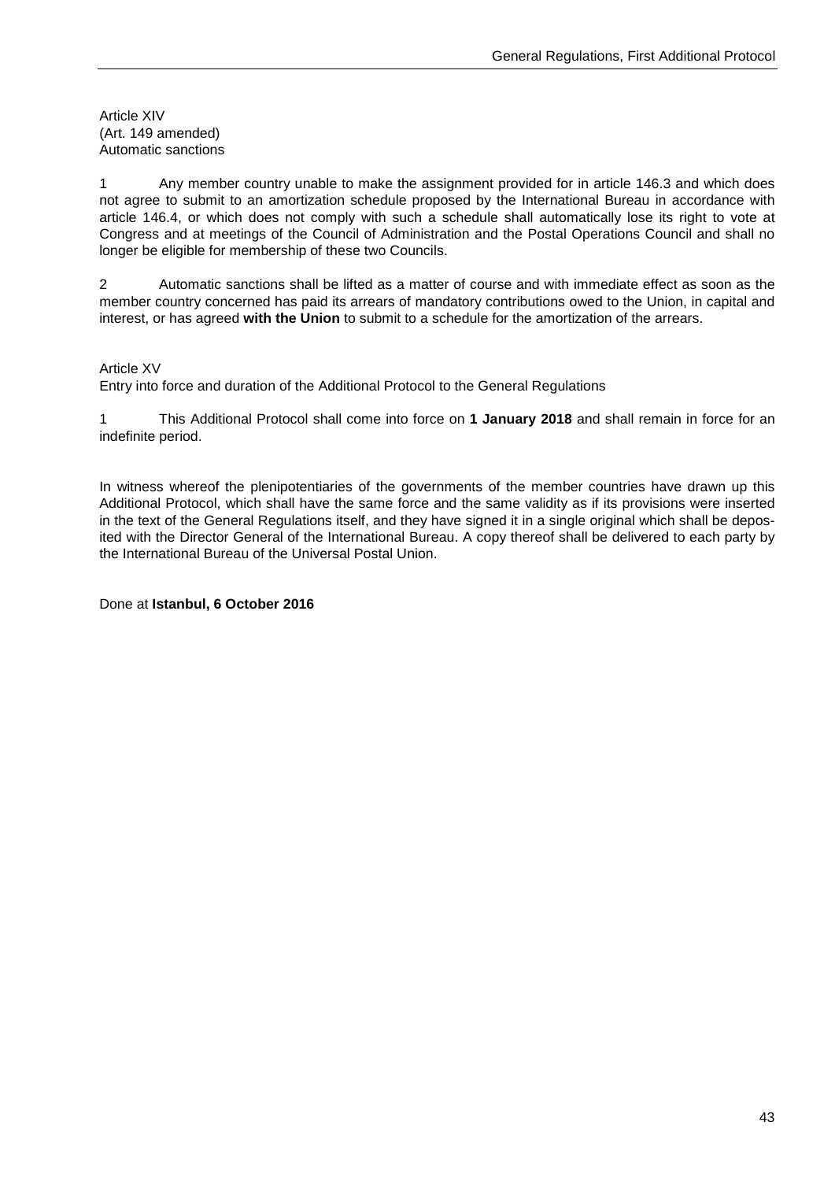Article XIV
(Art. 149 amended)
Automatic sanctions

1 Any member country unable to make the assignment provided for in article 146.3 and which does not agree to submit to an amortization schedule proposed by the International Bureau in accordance with article 146.4, or which does not comply with such a schedule shall automatically lose its right to vote at Congress and at meetings of the Council of Administration and the Postal Operations Council and shall no longer be eligible for membership of these two Councils.

2 Automatic sanctions shall be lifted as a matter of course and with immediate effect as soon as the member country concerned has paid its arrears of mandatory contributions owed to the Union, in capital and interest, or has agreed **with the Union** to submit to a schedule for the amortization of the arrears.

Article XV
Entry into force and duration of the Additional Protocol to the General Regulations

1 This Additional Protocol shall come into force on **1 January 2018** and shall remain in force for an indefinite period.

In witness whereof the plenipotentiaries of the governments of the member countries have drawn up this Additional Protocol, which shall have the same force and the same validity as if its provisions were inserted in the text of the General Regulations itself, and they have signed it in a single original which shall be deposited with the Director General of the International Bureau. A copy thereof shall be delivered to each party by the International Bureau of the Universal Postal Union.

Done at **Istanbul, 6 October 2016**